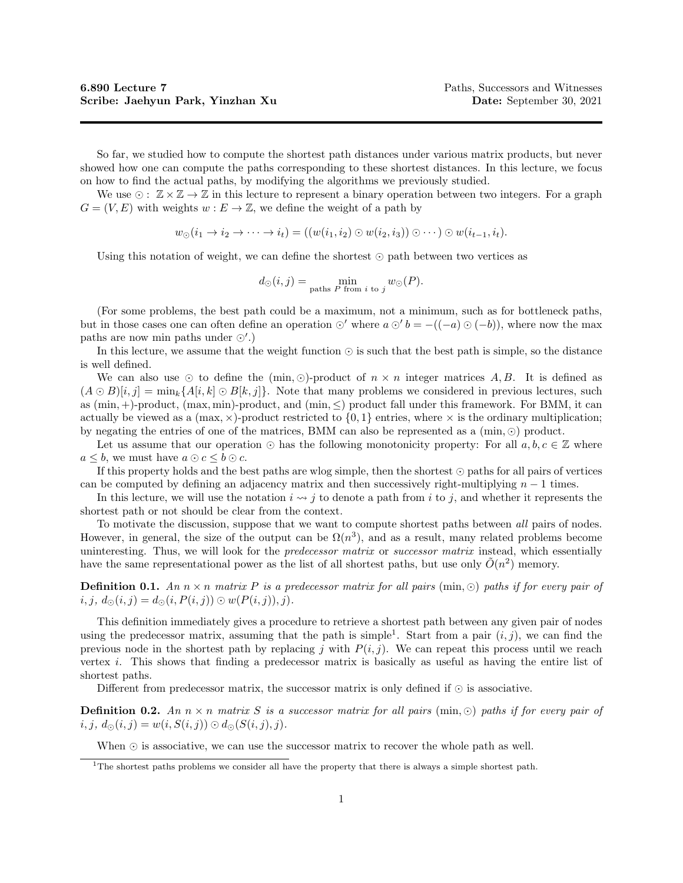**6.890 Lecture 7** Paths, Successors and Witnesses
**Scribe: Jaehyun Park, Yinzhan Xu** **Date:** September 30, 2021

So far, we studied how to compute the shortest path distances under various matrix products, but never showed how one can compute the paths corresponding to these shortest distances. In this lecture, we focus on how to find the actual paths, by modifying the algorithms we previously studied.

We use $\odot: \mathbb{Z} \times \mathbb{Z} \to \mathbb{Z}$ in this lecture to represent a binary operation between two integers. For a graph $G = (V, E)$ with weights $w : E \to \mathbb{Z}$, we define the weight of a path by

$$w_\odot(i_1 \to i_2 \to \cdots \to i_t) = ((w(i_1, i_2) \odot w(i_2, i_3)) \odot \cdots) \odot w(i_{t-1}, i_t).$$

Using this notation of weight, we can define the shortest $\odot$ path between two vertices as

$$d_\odot(i, j) = \min_{\text{paths } P \text{ from } i \text{ to } j} w_\odot(P).$$

(For some problems, the best path could be a maximum, not a minimum, such as for bottleneck paths, but in those cases one can often define an operation $\odot'$ where $a \odot' b = -((-a) \odot (-b))$, where now the max paths are now min paths under $\odot'$.)

In this lecture, we assume that the weight function $\odot$ is such that the best path is simple, so the distance is well defined.

We can also use $\odot$ to define the $(\min, \odot)$-product of $n \times n$ integer matrices $A, B$. It is defined as $(A \odot B)[i, j] = \min_k\{A[i, k] \odot B[k, j]\}$. Note that many problems we considered in previous lectures, such as $(\min, +)$-product, $(\max, \min)$-product, and $(\min, \leq)$ product fall under this framework. For BMM, it can actually be viewed as a $(\max, \times)$-product restricted to $\{0, 1\}$ entries, where $\times$ is the ordinary multiplication; by negating the entries of one of the matrices, BMM can also be represented as a $(\min, \odot)$ product.

Let us assume that our operation $\odot$ has the following monotonicity property: For all $a, b, c \in \mathbb{Z}$ where $a \leq b$, we must have $a \odot c \leq b \odot c$.

If this property holds and the best paths are wlog simple, then the shortest $\odot$ paths for all pairs of vertices can be computed by defining an adjacency matrix and then successively right-multiplying $n - 1$ times.

In this lecture, we will use the notation $i \rightsquigarrow j$ to denote a path from $i$ to $j$, and whether it represents the shortest path or not should be clear from the context.

To motivate the discussion, suppose that we want to compute shortest paths between *all* pairs of nodes. However, in general, the size of the output can be $\Omega(n^3)$, and as a result, many related problems become uninteresting. Thus, we will look for the *predecessor matrix* or *successor matrix* instead, which essentially have the same representational power as the list of all shortest paths, but use only $\tilde{O}(n^2)$ memory.

**Definition 0.1.** *An $n \times n$ matrix $P$ is a predecessor matrix for all pairs $(\min, \odot)$ paths if for every pair of $i, j$, $d_\odot(i, j) = d_\odot(i, P(i, j)) \odot w(P(i, j)), j)$.*

This definition immediately gives a procedure to retrieve a shortest path between any given pair of nodes using the predecessor matrix, assuming that the path is simple[1]. Start from a pair $(i, j)$, we can find the previous node in the shortest path by replacing $j$ with $P(i, j)$. We can repeat this process until we reach vertex $i$. This shows that finding a predecessor matrix is basically as useful as having the entire list of shortest paths.

Different from predecessor matrix, the successor matrix is only defined if $\odot$ is associative.

**Definition 0.2.** *An $n \times n$ matrix $S$ is a successor matrix for all pairs $(\min, \odot)$ paths if for every pair of $i, j$, $d_\odot(i, j) = w(i, S(i, j)) \odot d_\odot(S(i, j), j)$.*

When $\odot$ is associative, we can use the successor matrix to recover the whole path as well.

[1]The shortest paths problems we consider all have the property that there is always a simple shortest path.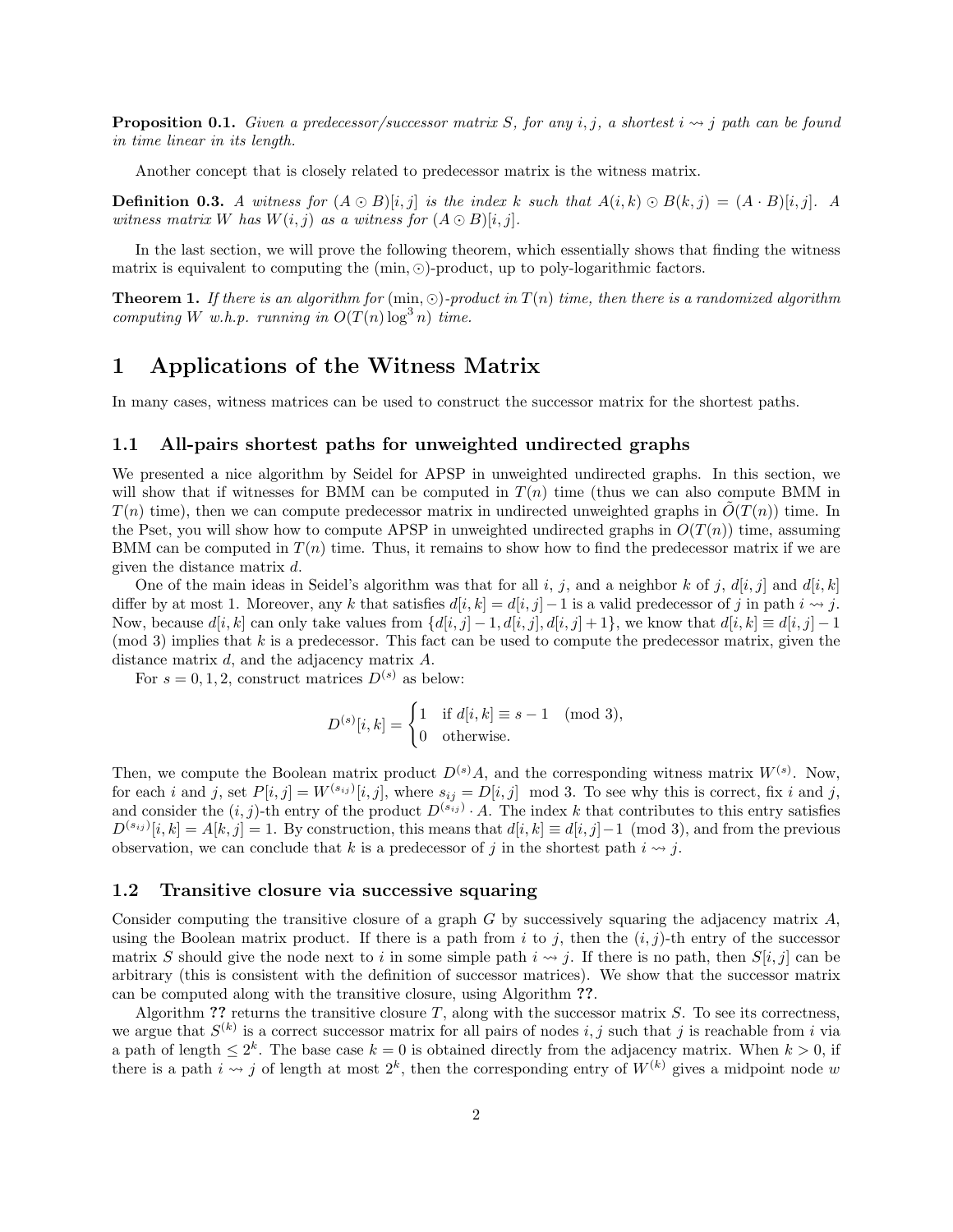**Proposition 0.1.** *Given a predecessor/successor matrix $S$, for any $i, j$, a shortest $i \rightsquigarrow j$ path can be found in time linear in its length.*

Another concept that is closely related to predecessor matrix is the witness matrix.

**Definition 0.3.** *A witness for $(A \odot B)[i, j]$ is the index $k$ such that $A(i, k) \odot B(k, j) = (A \cdot B)[i, j]$. A witness matrix $W$ has $W(i, j)$ as a witness for $(A \odot B)[i, j]$.*

In the last section, we will prove the following theorem, which essentially shows that finding the witness matrix is equivalent to computing the $(\min, \odot)$-product, up to poly-logarithmic factors.

**Theorem 1.** *If there is an algorithm for $(\min, \odot)$-product in $T(n)$ time, then there is a randomized algorithm computing $W$ w.h.p. running in $O(T(n) \log^3 n)$ time.*

# 1 Applications of the Witness Matrix

In many cases, witness matrices can be used to construct the successor matrix for the shortest paths.

## 1.1 All-pairs shortest paths for unweighted undirected graphs

We presented a nice algorithm by Seidel for APSP in unweighted undirected graphs. In this section, we will show that if witnesses for BMM can be computed in $T(n)$ time (thus we can also compute BMM in $T(n)$ time), then we can compute predecessor matrix in undirected unweighted graphs in $\tilde{O}(T(n))$ time. In the Pset, you will show how to compute APSP in unweighted undirected graphs in $O(T(n))$ time, assuming BMM can be computed in $T(n)$ time. Thus, it remains to show how to find the predecessor matrix if we are given the distance matrix $d$.

One of the main ideas in Seidel's algorithm was that for all $i$, $j$, and a neighbor $k$ of $j$, $d[i, j]$ and $d[i, k]$ differ by at most 1. Moreover, any $k$ that satisfies $d[i, k] = d[i, j] - 1$ is a valid predecessor of $j$ in path $i \rightsquigarrow j$. Now, because $d[i, k]$ can only take values from $\{d[i, j] - 1, d[i, j], d[i, j] + 1\}$, we know that $d[i, k] \equiv d[i, j] - 1 \pmod 3$ implies that $k$ is a predecessor. This fact can be used to compute the predecessor matrix, given the distance matrix $d$, and the adjacency matrix $A$.

For $s = 0, 1, 2$, construct matrices $D^{(s)}$ as below:

$$D^{(s)}[i, k] = \begin{cases} 1 & \text{if } d[i, k] \equiv s - 1 \pmod 3, \\ 0 & \text{otherwise.} \end{cases}$$

Then, we compute the Boolean matrix product $D^{(s)}A$, and the corresponding witness matrix $W^{(s)}$. Now, for each $i$ and $j$, set $P[i, j] = W^{(s_{ij})}[i, j]$, where $s_{ij} = D[i, j] \mod 3$. To see why this is correct, fix $i$ and $j$, and consider the $(i, j)$-th entry of the product $D^{(s_{ij})} \cdot A$. The index $k$ that contributes to this entry satisfies $D^{(s_{ij})}[i, k] = A[k, j] = 1$. By construction, this means that $d[i, k] \equiv d[i, j] - 1 \pmod 3$, and from the previous observation, we can conclude that $k$ is a predecessor of $j$ in the shortest path $i \rightsquigarrow j$.

## 1.2 Transitive closure via successive squaring

Consider computing the transitive closure of a graph $G$ by successively squaring the adjacency matrix $A$, using the Boolean matrix product. If there is a path from $i$ to $j$, then the $(i, j)$-th entry of the successor matrix $S$ should give the node next to $i$ in some simple path $i \rightsquigarrow j$. If there is no path, then $S[i, j]$ can be arbitrary (this is consistent with the definition of successor matrices). We show that the successor matrix can be computed along with the transitive closure, using Algorithm **??**.

Algorithm **??** returns the transitive closure $T$, along with the successor matrix $S$. To see its correctness, we argue that $S^{(k)}$ is a correct successor matrix for all pairs of nodes $i, j$ such that $j$ is reachable from $i$ via a path of length $\leq 2^k$. The base case $k = 0$ is obtained directly from the adjacency matrix. When $k > 0$, if there is a path $i \rightsquigarrow j$ of length at most $2^k$, then the corresponding entry of $W^{(k)}$ gives a midpoint node $w$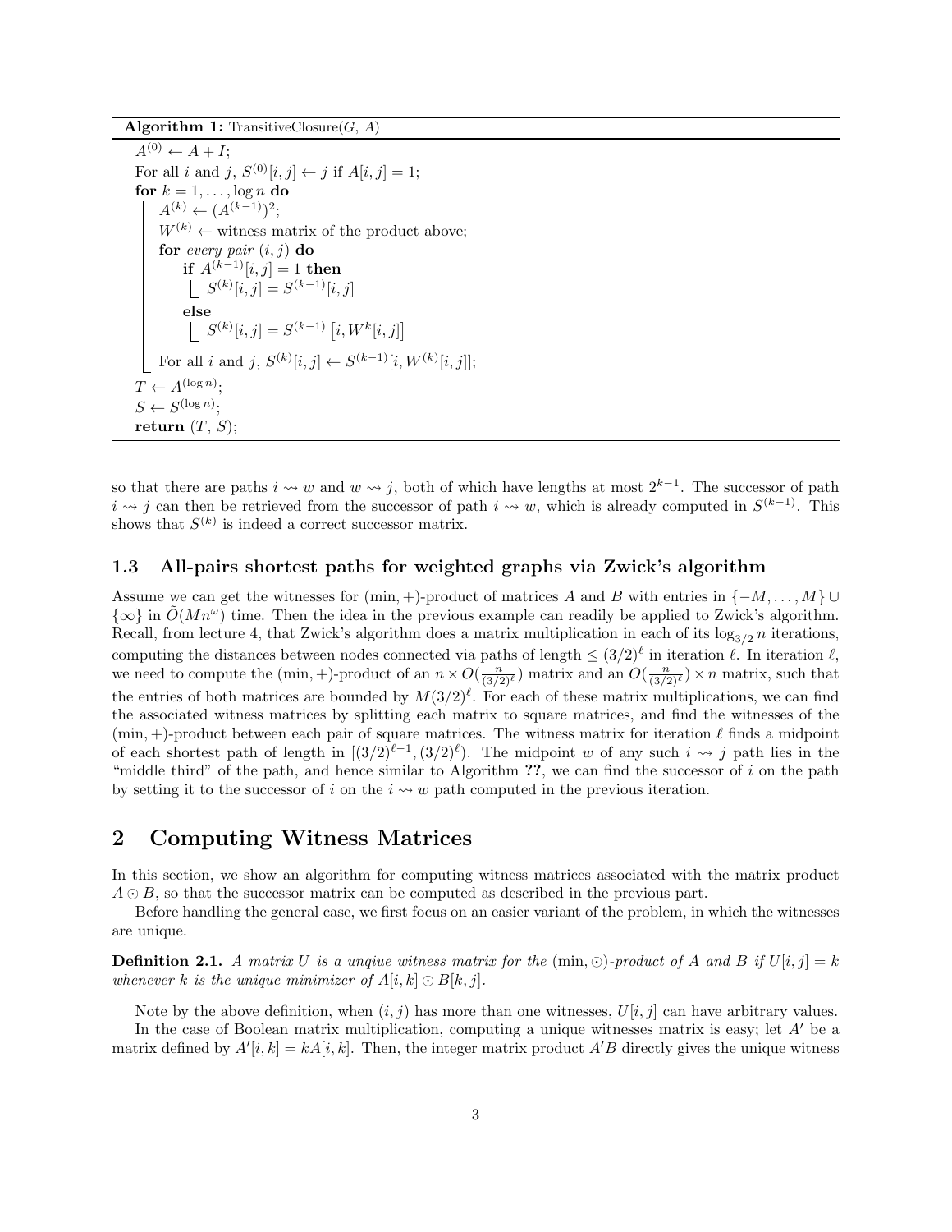**Algorithm 1:** TransitiveClosure($G$, $A$)

```
A^(0) ← A + I;
For all i and j, S^(0)[i, j] ← j if A[i, j] = 1;
for k = 1, ..., log n do
    A^(k) ← (A^(k−1))^2;
    W^(k) ← witness matrix of the product above;
    for every pair (i, j) do
        if A^(k−1)[i, j] = 1 then
            S^(k)[i, j] = S^(k−1)[i, j]
        else
            S^(k)[i, j] = S^(k−1)[i, W^k[i, j]]
    For all i and j, S^(k)[i, j] ← S^(k−1)[i, W^(k)[i, j]];
T ← A^(log n);
S ← S^(log n);
return (T, S);
```

so that there are paths $i \rightsquigarrow w$ and $w \rightsquigarrow j$, both of which have lengths at most $2^{k-1}$. The successor of path $i \rightsquigarrow j$ can then be retrieved from the successor of path $i \rightsquigarrow w$, which is already computed in $S^{(k-1)}$. This shows that $S^{(k)}$ is indeed a correct successor matrix.

### 1.3 All-pairs shortest paths for weighted graphs via Zwick's algorithm

Assume we can get the witnesses for $(\min,+)$-product of matrices $A$ and $B$ with entries in $\{-M,\ldots,M\} \cup \{\infty\}$ in $\tilde{O}(Mn^{\omega})$ time. Then the idea in the previous example can readily be applied to Zwick's algorithm. Recall, from lecture 4, that Zwick's algorithm does a matrix multiplication in each of its $\log_{3/2} n$ iterations, computing the distances between nodes connected via paths of length $\leq (3/2)^{\ell}$ in iteration $\ell$. In iteration $\ell$, we need to compute the $(\min,+)$-product of an $n \times O(\frac{n}{(3/2)^{\ell}})$ matrix and an $O(\frac{n}{(3/2)^{\ell}}) \times n$ matrix, such that the entries of both matrices are bounded by $M(3/2)^{\ell}$. For each of these matrix multiplications, we can find the associated witness matrices by splitting each matrix to square matrices, and find the witnesses of the $(\min,+)$-product between each pair of square matrices. The witness matrix for iteration $\ell$ finds a midpoint of each shortest path of length in $[(3/2)^{\ell-1},(3/2)^{\ell})$. The midpoint $w$ of any such $i \rightsquigarrow j$ path lies in the "middle third" of the path, and hence similar to Algorithm **??**, we can find the successor of $i$ on the path by setting it to the successor of $i$ on the $i \rightsquigarrow w$ path computed in the previous iteration.

## 2 Computing Witness Matrices

In this section, we show an algorithm for computing witness matrices associated with the matrix product $A \odot B$, so that the successor matrix can be computed as described in the previous part.

Before handling the general case, we first focus on an easier variant of the problem, in which the witnesses are unique.

**Definition 2.1.** *A matrix $U$ is a unqiue witness matrix for the $(\min,\odot)$-product of $A$ and $B$ if $U[i,j] = k$ whenever $k$ is the unique minimizer of $A[i,k] \odot B[k,j]$.*

Note by the above definition, when $(i,j)$ has more than one witnesses, $U[i,j]$ can have arbitrary values.

In the case of Boolean matrix multiplication, computing a unique witnesses matrix is easy; let $A'$ be a matrix defined by $A'[i,k] = kA[i,k]$. Then, the integer matrix product $A'B$ directly gives the unique witness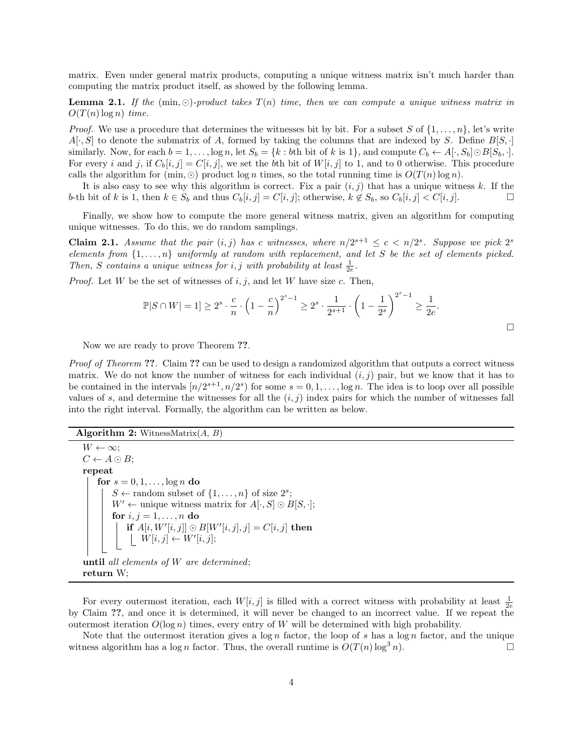matrix. Even under general matrix products, computing a unique witness matrix isn't much harder than computing the matrix product itself, as showed by the following lemma.

**Lemma 2.1.** *If the* $(\min, \odot)$*-product takes* $T(n)$ *time, then we can compute a unique witness matrix in* $O(T(n)\log n)$ *time.*

*Proof.* We use a procedure that determines the witnesses bit by bit. For a subset $S$ of $\{1, \ldots, n\}$, let's write $A[\cdot, S]$ to denote the submatrix of $A$, formed by taking the columns that are indexed by $S$. Define $B[S, \cdot]$ similarly. Now, for each $b = 1, \ldots, \log n$, let $S_b = \{k : b\text{th bit of } k \text{ is } 1\}$, and compute $C_b \leftarrow A[\cdot, S_b] \odot B[S_b, \cdot]$. For every $i$ and $j$, if $C_b[i, j] = C[i, j]$, we set the $b$th bit of $W[i, j]$ to 1, and to 0 otherwise. This procedure calls the algorithm for $(\min, \odot)$ product $\log n$ times, so the total running time is $O(T(n) \log n)$.

It is also easy to see why this algorithm is correct. Fix a pair $(i, j)$ that has a unique witness $k$. If the $b$-th bit of $k$ is 1, then $k \in S_b$ and thus $C_b[i, j] = C[i, j]$; otherwise, $k \notin S_b$, so $C_b[i, j] < C[i, j]$. □

Finally, we show how to compute the more general witness matrix, given an algorithm for computing unique witnesses. To do this, we do random samplings.

**Claim 2.1.** *Assume that the pair* $(i, j)$ *has* $c$ *witnesses, where* $n/2^{s+1} \leq c < n/2^s$*. Suppose we pick* $2^s$ *elements from* $\{1, \ldots, n\}$ *uniformly at random with replacement, and let* $S$ *be the set of elements picked. Then,* $S$ *contains a unique witness for* $i, j$ *with probability at least* $\frac{1}{2e}$*.*

*Proof.* Let $W$ be the set of witnesses of $i, j$, and let $W$ have size $c$. Then,

$$\mathbb{P}|S \cap W| = 1] \geq 2^s \cdot \frac{c}{n} \cdot \left(1 - \frac{c}{n}\right)^{2^s - 1} \geq 2^s \cdot \frac{1}{2^{s+1}} \cdot \left(1 - \frac{1}{2^s}\right)^{2^s - 1} \geq \frac{1}{2e}.$$

□

Now we are ready to prove Theorem **??**.

*Proof of Theorem* **??**. Claim **??** can be used to design a randomized algorithm that outputs a correct witness matrix. We do not know the number of witness for each individual $(i, j)$ pair, but we know that it has to be contained in the intervals $[n/2^{s+1}, n/2^s)$ for some $s = 0, 1, \ldots, \log n$. The idea is to loop over all possible values of $s$, and determine the witnesses for all the $(i, j)$ index pairs for which the number of witnesses fall into the right interval. Formally, the algorithm can be written as below.

**Algorithm 2:** WitnessMatrix($A$, $B$)

```
W ← ∞;
C ← A ⊙ B;
repeat
    for s = 0, 1, ..., log n do
        S ← random subset of {1, ..., n} of size 2^s;
        W' ← unique witness matrix for A[·, S] ⊙ B[S, ·];
        for i, j = 1, ..., n do
            if A[i, W'[i, j]] ⊙ B[W'[i, j], j] = C[i, j] then
                W[i, j] ← W'[i, j];
until all elements of W are determined;
return W;
```

For every outermost iteration, each $W[i, j]$ is filled with a correct witness with probability at least $\frac{1}{2e}$ by Claim **??**, and once it is determined, it will never be changed to an incorrect value. If we repeat the outermost iteration $O(\log n)$ times, every entry of $W$ will be determined with high probability.

Note that the outermost iteration gives a $\log n$ factor, the loop of $s$ has a $\log n$ factor, and the unique witness algorithm has a $\log n$ factor. Thus, the overall runtime is $O(T(n) \log^3 n)$. □